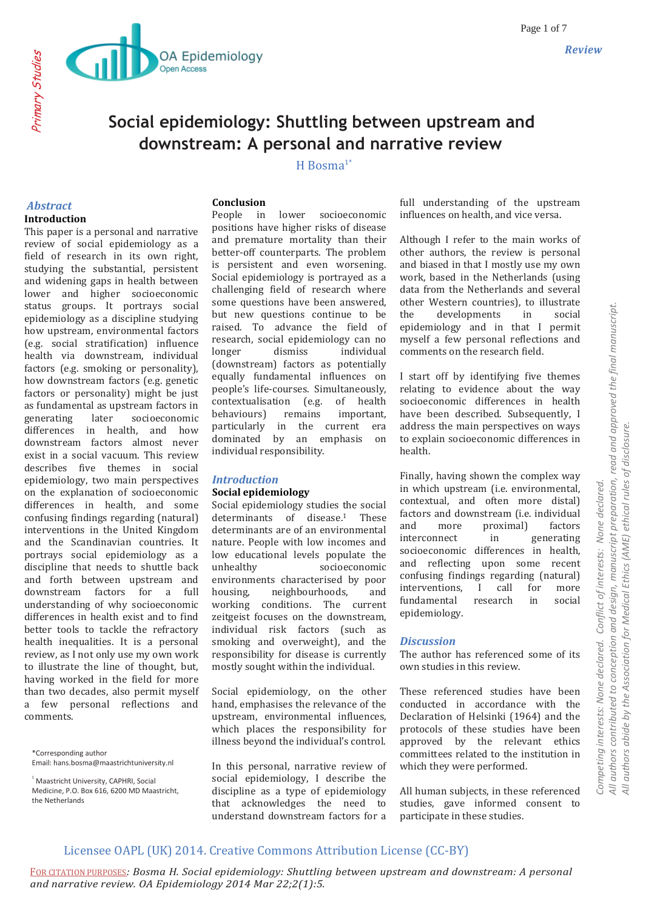# Social epidemiology: Shuttling between upstream and downstream: A personal and narrative review

H Bosma[1*]

## Abstract

### Introduction

This paper is a personal and narrative review of social epidemiology as a field of research in its own right, studying the substantial, persistent and widening gaps in health between lower and higher socioeconomic status groups. It portrays social epidemiology as a discipline studying how upstream, environmental factors (e.g. social stratification) influence health via downstream, individual factors (e.g. smoking or personality), how downstream factors (e.g. genetic factors or personality) might be just as fundamental as upstream factors in generating later socioeconomic differences in health, and how downstream factors almost never exist in a social vacuum. This review describes five themes in social epidemiology, two main perspectives on the explanation of socioeconomic differences in health, and some confusing findings regarding (natural) interventions in the United Kingdom and the Scandinavian countries. It portrays social epidemiology as a discipline that needs to shuttle back and forth between upstream and downstream factors for a full understanding of why socioeconomic differences in health exist and to find better tools to tackle the refractory health inequalities. It is a personal review, as I not only use my own work to illustrate the line of thought, but, having worked in the field for more than two decades, also permit myself a few personal reflections and comments.

### Conclusion

People in lower socioeconomic positions have higher risks of disease and premature mortality than their better-off counterparts. The problem is persistent and even worsening. Social epidemiology is portrayed as a challenging field of research where some questions have been answered, but new questions continue to be raised. To advance the field of research, social epidemiology can no longer dismiss individual (downstream) factors as potentially equally fundamental influences on people's life-courses. Simultaneously, contextualisation (e.g. of health behaviours) remains important, particularly in the current era dominated by an emphasis on individual responsibility.

## Introduction

### Social epidemiology

Social epidemiology studies the social determinants of disease.[1] These determinants are of an environmental nature. People with low incomes and low educational levels populate the unhealthy socioeconomic environments characterised by poor housing, neighbourhoods, and working conditions. The current zeitgeist focuses on the downstream, individual risk factors (such as smoking and overweight), and the responsibility for disease is currently mostly sought within the individual.

Social epidemiology, on the other hand, emphasises the relevance of the upstream, environmental influences, which places the responsibility for illness beyond the individual's control.

In this personal, narrative review of social epidemiology, I describe the discipline as a type of epidemiology that acknowledges the need to understand downstream factors for a full understanding of the upstream influences on health, and vice versa.

Although I refer to the main works of other authors, the review is personal and biased in that I mostly use my own work, based in the Netherlands (using data from the Netherlands and several other Western countries), to illustrate the developments in social epidemiology and in that I permit myself a few personal reflections and comments on the research field.

I start off by identifying five themes relating to evidence about the way socioeconomic differences in health have been described. Subsequently, I address the main perspectives on ways to explain socioeconomic differences in health.

Finally, having shown the complex way in which upstream (i.e. environmental, contextual, and often more distal) factors and downstream (i.e. individual and more proximal) factors interconnect in generating socioeconomic differences in health, and reflecting upon some recent confusing findings regarding (natural) interventions, I call for more fundamental research in social epidemiology.

## Discussion

The author has referenced some of its own studies in this review.

These referenced studies have been conducted in accordance with the Declaration of Helsinki (1964) and the protocols of these studies have been approved by the relevant ethics committees related to the institution in which they were performed.

All human subjects, in these referenced studies, gave informed consent to participate in these studies.

*Corresponding author
Email: hans.bosma@maastrichtuniversity.nl

[1] Maastricht University, CAPHRI, Social Medicine, P.O. Box 616, 6200 MD Maastricht, the Netherlands

Competing interests: None declared. Conflict of interests: None declared.
All authors contributed to conception and design, manuscript preparation, read and approved the final manuscript.
All authors abide by the Association for Medical Ethics (AME) ethical rules of disclosure.

Licensee OAPL (UK) 2014. Creative Commons Attribution License (CC-BY)

FOR CITATION PURPOSES: *Bosma H. Social epidemiology: Shuttling between upstream and downstream: A personal and narrative review. OA Epidemiology 2014 Mar 22;2(1):5.*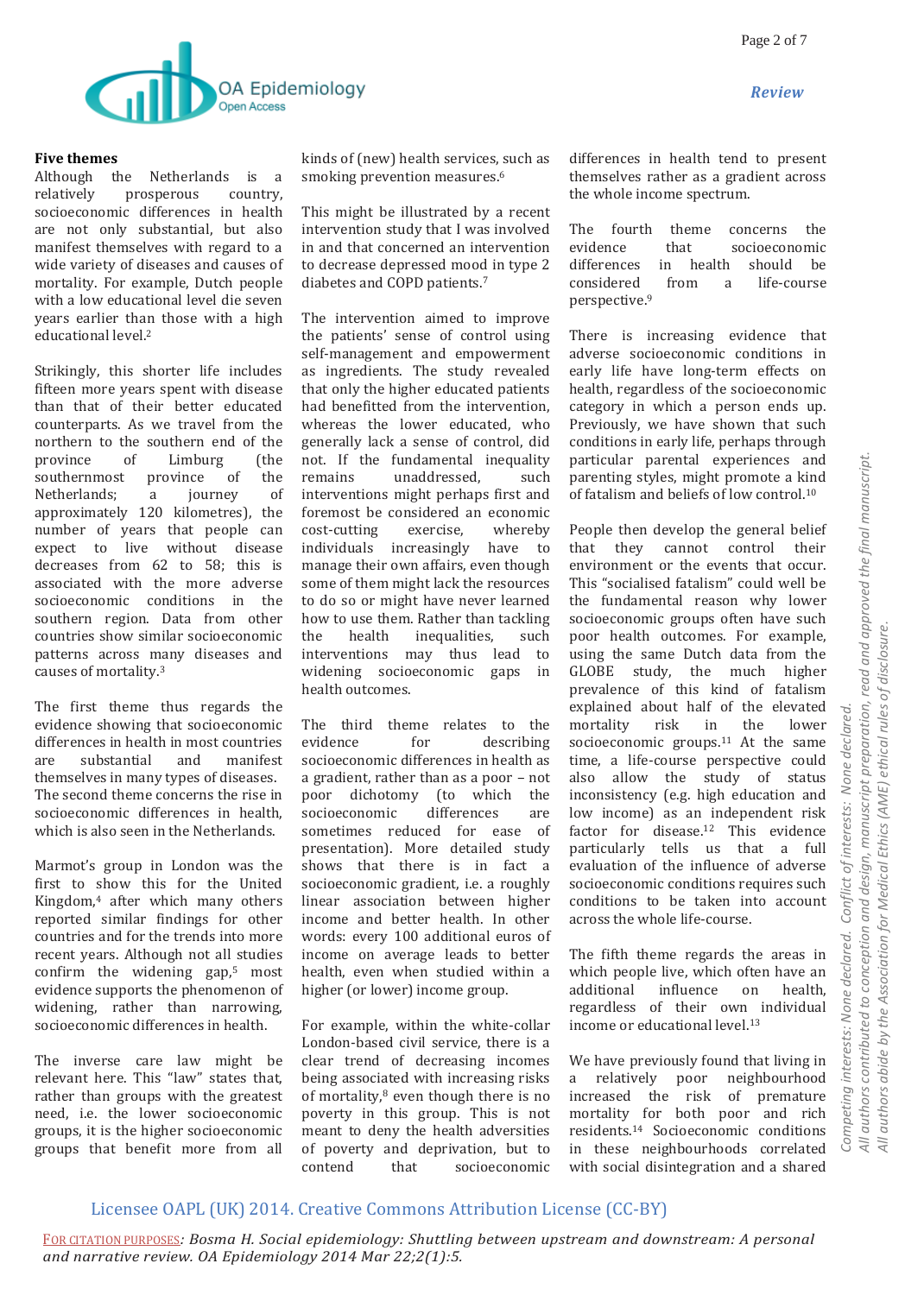## Five themes

Although the Netherlands is a relatively prosperous country, socioeconomic differences in health are not only substantial, but also manifest themselves with regard to a wide variety of diseases and causes of mortality. For example, Dutch people with a low educational level die seven years earlier than those with a high educational level.[2]

Strikingly, this shorter life includes fifteen more years spent with disease than that of their better educated counterparts. As we travel from the northern to the southern end of the province of Limburg (the southernmost province of the Netherlands; a journey of approximately 120 kilometres), the number of years that people can expect to live without disease decreases from 62 to 58; this is associated with the more adverse socioeconomic conditions in the southern region. Data from other countries show similar socioeconomic patterns across many diseases and causes of mortality.[3]

The first theme thus regards the evidence showing that socioeconomic differences in health in most countries are substantial and manifest themselves in many types of diseases. The second theme concerns the rise in socioeconomic differences in health, which is also seen in the Netherlands.

Marmot's group in London was the first to show this for the United Kingdom,[4] after which many others reported similar findings for other countries and for the trends into more recent years. Although not all studies confirm the widening gap,[5] most evidence supports the phenomenon of widening, rather than narrowing, socioeconomic differences in health.

The inverse care law might be relevant here. This "law" states that, rather than groups with the greatest need, i.e. the lower socioeconomic groups, it is the higher socioeconomic groups that benefit more from all kinds of (new) health services, such as smoking prevention measures.[6]

This might be illustrated by a recent intervention study that I was involved in and that concerned an intervention to decrease depressed mood in type 2 diabetes and COPD patients.[7]

The intervention aimed to improve the patients' sense of control using self-management and empowerment as ingredients. The study revealed that only the higher educated patients had benefitted from the intervention, whereas the lower educated, who generally lack a sense of control, did not. If the fundamental inequality remains unaddressed, such interventions might perhaps first and foremost be considered an economic cost-cutting exercise, whereby individuals increasingly have to manage their own affairs, even though some of them might lack the resources to do so or might have never learned how to use them. Rather than tackling the health inequalities, such interventions may thus lead to widening socioeconomic gaps in health outcomes.

The third theme relates to the evidence for describing socioeconomic differences in health as a gradient, rather than as a poor – not poor dichotomy (to which the socioeconomic differences are sometimes reduced for ease of presentation). More detailed study shows that there is in fact a socioeconomic gradient, i.e. a roughly linear association between higher income and better health. In other words: every 100 additional euros of income on average leads to better health, even when studied within a higher (or lower) income group.

For example, within the white-collar London-based civil service, there is a clear trend of decreasing incomes being associated with increasing risks of mortality,[8] even though there is no poverty in this group. This is not meant to deny the health adversities of poverty and deprivation, but to contend that socioeconomic differences in health tend to present themselves rather as a gradient across the whole income spectrum.

The fourth theme concerns the evidence that socioeconomic differences in health should be considered from a life-course perspective.[9]

There is increasing evidence that adverse socioeconomic conditions in early life have long-term effects on health, regardless of the socioeconomic category in which a person ends up. Previously, we have shown that such conditions in early life, perhaps through particular parental experiences and parenting styles, might promote a kind of fatalism and beliefs of low control.[10]

People then develop the general belief that they cannot control their environment or the events that occur. This "socialised fatalism" could well be the fundamental reason why lower socioeconomic groups often have such poor health outcomes. For example, using the same Dutch data from the GLOBE study, the much higher prevalence of this kind of fatalism explained about half of the elevated mortality risk in the lower socioeconomic groups.[11] At the same time, a life-course perspective could also allow the study of status inconsistency (e.g. high education and low income) as an independent risk factor for disease.[12] This evidence particularly tells us that a full evaluation of the influence of adverse socioeconomic conditions requires such conditions to be taken into account across the whole life-course.

The fifth theme regards the areas in which people live, which often have an additional influence on health, regardless of their own individual income or educational level.[13]

We have previously found that living in a relatively poor neighbourhood increased the risk of premature mortality for both poor and rich residents.[14] Socioeconomic conditions in these neighbourhoods correlated with social disintegration and a shared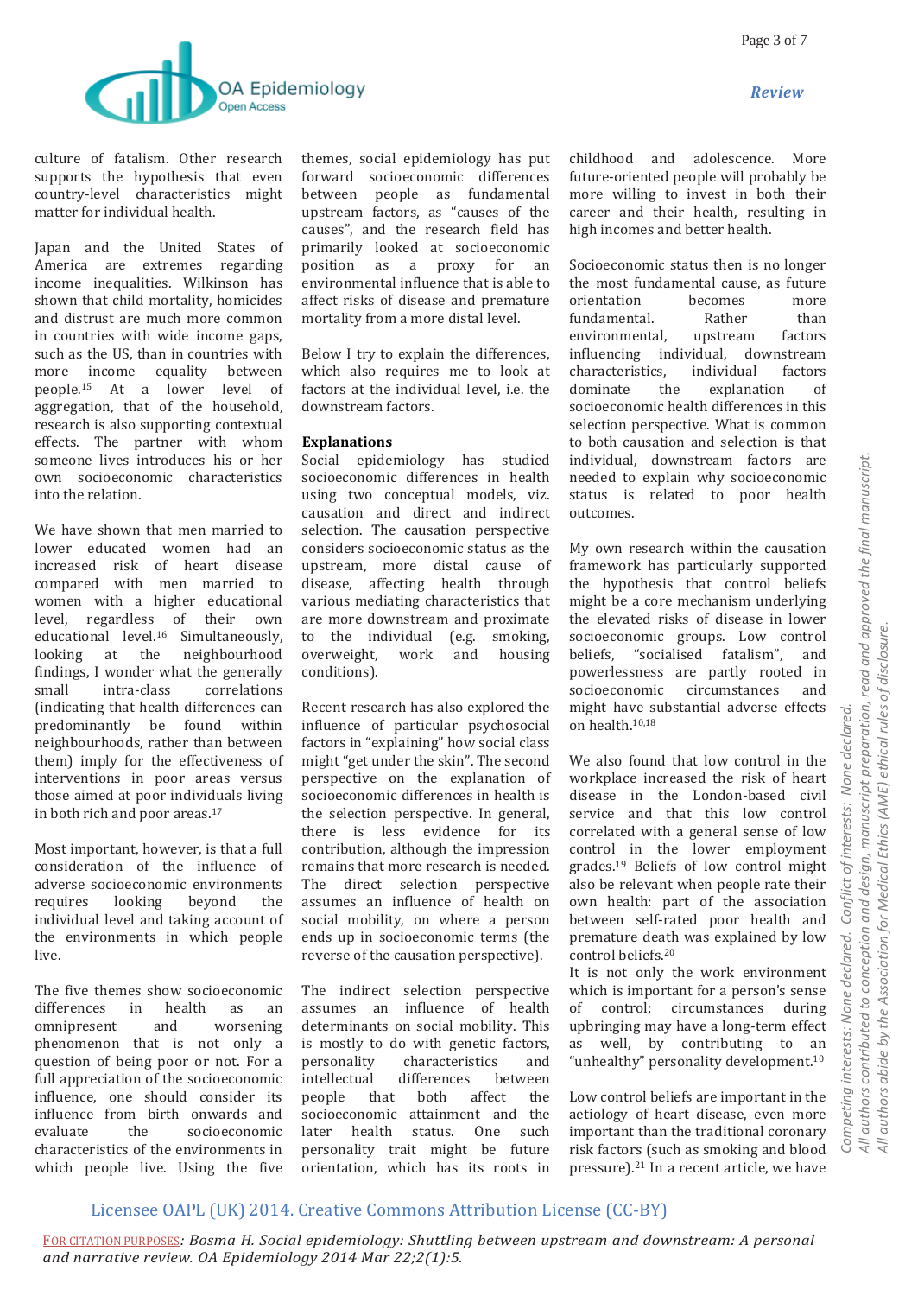culture of fatalism. Other research supports the hypothesis that even country-level characteristics might matter for individual health.

Japan and the United States of America are extremes regarding income inequalities. Wilkinson has shown that child mortality, homicides and distrust are much more common in countries with wide income gaps, such as the US, than in countries with more income equality between people.[15] At a lower level of aggregation, that of the household, research is also supporting contextual effects. The partner with whom someone lives introduces his or her own socioeconomic characteristics into the relation.

We have shown that men married to lower educated women had an increased risk of heart disease compared with men married to women with a higher educational level, regardless of their own educational level.[16] Simultaneously, looking at the neighbourhood findings, I wonder what the generally small intra-class correlations (indicating that health differences can predominantly be found within neighbourhoods, rather than between them) imply for the effectiveness of interventions in poor areas versus those aimed at poor individuals living in both rich and poor areas.[17]

Most important, however, is that a full consideration of the influence of adverse socioeconomic environments requires looking beyond the individual level and taking account of the environments in which people live.

The five themes show socioeconomic differences in health as an omnipresent and worsening phenomenon that is not only a question of being poor or not. For a full appreciation of the socioeconomic influence, one should consider its influence from birth onwards and evaluate the socioeconomic characteristics of the environments in which people live. Using the five themes, social epidemiology has put forward socioeconomic differences between people as fundamental upstream factors, as "causes of the causes", and the research field has primarily looked at socioeconomic position as a proxy for an environmental influence that is able to affect risks of disease and premature mortality from a more distal level.

Below I try to explain the differences, which also requires me to look at factors at the individual level, i.e. the downstream factors.

## Explanations

Social epidemiology has studied socioeconomic differences in health using two conceptual models, viz. causation and direct and indirect selection. The causation perspective considers socioeconomic status as the upstream, more distal cause of disease, affecting health through various mediating characteristics that are more downstream and proximate to the individual (e.g. smoking, overweight, work and housing conditions).

Recent research has also explored the influence of particular psychosocial factors in "explaining" how social class might "get under the skin". The second perspective on the explanation of socioeconomic differences in health is the selection perspective. In general, there is less evidence for its contribution, although the impression remains that more research is needed. The direct selection perspective assumes an influence of health on social mobility, on where a person ends up in socioeconomic terms (the reverse of the causation perspective).

The indirect selection perspective assumes an influence of health determinants on social mobility. This is mostly to do with genetic factors, personality characteristics and intellectual differences between people that both affect the socioeconomic attainment and the later health status. One such personality trait might be future orientation, which has its roots in childhood and adolescence. More future-oriented people will probably be more willing to invest in both their career and their health, resulting in high incomes and better health.

Socioeconomic status then is no longer the most fundamental cause, as future orientation becomes more fundamental. Rather than environmental, upstream factors influencing individual, downstream characteristics, individual factors dominate the explanation of socioeconomic health differences in this selection perspective. What is common to both causation and selection is that individual, downstream factors are needed to explain why socioeconomic status is related to poor health outcomes.

My own research within the causation framework has particularly supported the hypothesis that control beliefs might be a core mechanism underlying the elevated risks of disease in lower socioeconomic groups. Low control beliefs, "socialised fatalism", and powerlessness are partly rooted in socioeconomic circumstances and might have substantial adverse effects on health.[10,18]

We also found that low control in the workplace increased the risk of heart disease in the London-based civil service and that this low control correlated with a general sense of low control in the lower employment grades.[19] Beliefs of low control might also be relevant when people rate their own health: part of the association between self-rated poor health and premature death was explained by low control beliefs.[20]
It is not only the work environment which is important for a person's sense of control; circumstances during upbringing may have a long-term effect as well, by contributing to an "unhealthy" personality development.[10]

Low control beliefs are important in the aetiology of heart disease, even more important than the traditional coronary risk factors (such as smoking and blood pressure).[21] In a recent article, we have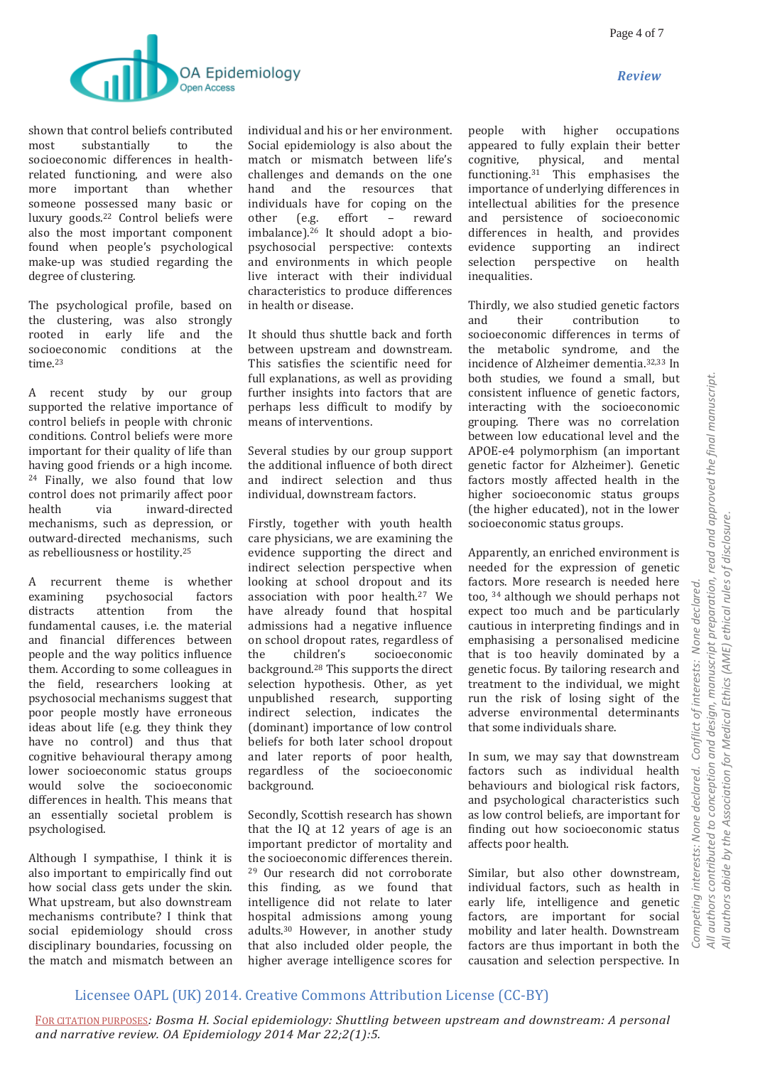shown that control beliefs contributed most substantially to the socioeconomic differences in health-related functioning, and were also more important than whether someone possessed many basic or luxury goods.[22] Control beliefs were also the most important component found when people's psychological make-up was studied regarding the degree of clustering.

The psychological profile, based on the clustering, was also strongly rooted in early life and the socioeconomic conditions at the time.[23]

A recent study by our group supported the relative importance of control beliefs in people with chronic conditions. Control beliefs were more important for their quality of life than having good friends or a high income.[24] Finally, we also found that low control does not primarily affect poor health via inward-directed mechanisms, such as depression, or outward-directed mechanisms, such as rebelliousness or hostility.[25]

A recurrent theme is whether examining psychosocial factors distracts attention from the fundamental causes, i.e. the material and financial differences between people and the way politics influence them. According to some colleagues in the field, researchers looking at psychosocial mechanisms suggest that poor people mostly have erroneous ideas about life (e.g. they think they have no control) and thus that cognitive behavioural therapy among lower socioeconomic status groups would solve the socioeconomic differences in health. This means that an essentially societal problem is psychologised.

Although I sympathise, I think it is also important to empirically find out how social class gets under the skin. What upstream, but also downstream mechanisms contribute? I think that social epidemiology should cross disciplinary boundaries, focussing on the match and mismatch between an individual and his or her environment. Social epidemiology is also about the match or mismatch between life's challenges and demands on the one hand and the resources that individuals have for coping on the other (e.g. effort – reward imbalance).[26] It should adopt a bio-psychosocial perspective: contexts and environments in which people live interact with their individual characteristics to produce differences in health or disease.

It should thus shuttle back and forth between upstream and downstream. This satisfies the scientific need for full explanations, as well as providing further insights into factors that are perhaps less difficult to modify by means of interventions.

Several studies by our group support the additional influence of both direct and indirect selection and thus individual, downstream factors.

Firstly, together with youth health care physicians, we are examining the evidence supporting the direct and indirect selection perspective when looking at school dropout and its association with poor health.[27] We have already found that hospital admissions had a negative influence on school dropout rates, regardless of the children's socioeconomic background.[28] This supports the direct selection hypothesis. Other, as yet unpublished research, supporting indirect selection, indicates the (dominant) importance of low control beliefs for both later school dropout and later reports of poor health, regardless of the socioeconomic background.

Secondly, Scottish research has shown that the IQ at 12 years of age is an important predictor of mortality and the socioeconomic differences therein.[29] Our research did not corroborate this finding, as we found that intelligence did not relate to later hospital admissions among young adults.[30] However, in another study that also included older people, the higher average intelligence scores for people with higher occupations appeared to fully explain their better cognitive, physical, and mental functioning.[31] This emphasises the importance of underlying differences in intellectual abilities for the presence and persistence of socioeconomic differences in health, and provides evidence supporting an indirect selection perspective on health inequalities.

Thirdly, we also studied genetic factors and their contribution to socioeconomic differences in terms of the metabolic syndrome, and the incidence of Alzheimer dementia.[32,33] In both studies, we found a small, but consistent influence of genetic factors, interacting with the socioeconomic grouping. There was no correlation between low educational level and the APOE-e4 polymorphism (an important genetic factor for Alzheimer). Genetic factors mostly affected health in the higher socioeconomic status groups (the higher educated), not in the lower socioeconomic status groups.

Apparently, an enriched environment is needed for the expression of genetic factors. More research is needed here too,[34] although we should perhaps not expect too much and be particularly cautious in interpreting findings and in emphasising a personalised medicine that is too heavily dominated by a genetic focus. By tailoring research and treatment to the individual, we might run the risk of losing sight of the adverse environmental determinants that some individuals share.

In sum, we may say that downstream factors such as individual health behaviours and biological risk factors, and psychological characteristics such as low control beliefs, are important for finding out how socioeconomic status affects poor health.

Similar, but also other downstream, individual factors, such as health in early life, intelligence and genetic factors, are important for social mobility and later health. Downstream factors are thus important in both the causation and selection perspective. In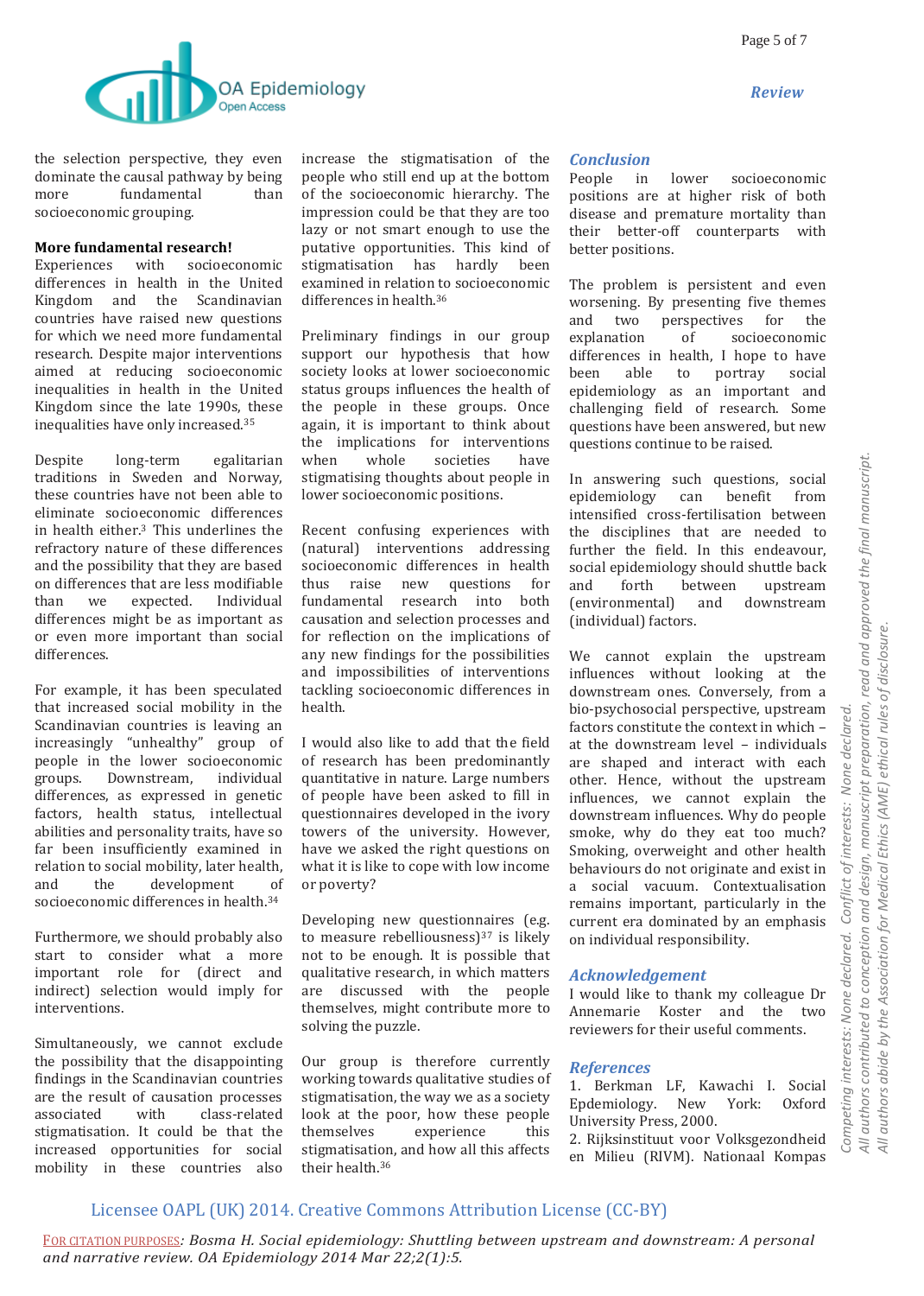the selection perspective, they even dominate the causal pathway by being more fundamental than socioeconomic grouping.

**More fundamental research!**

Experiences with socioeconomic differences in health in the United Kingdom and the Scandinavian countries have raised new questions for which we need more fundamental research. Despite major interventions aimed at reducing socioeconomic inequalities in health in the United Kingdom since the late 1990s, these inequalities have only increased.[35]

Despite long-term egalitarian traditions in Sweden and Norway, these countries have not been able to eliminate socioeconomic differences in health either.[3] This underlines the refractory nature of these differences and the possibility that they are based on differences that are less modifiable than we expected. Individual differences might be as important as or even more important than social differences.

For example, it has been speculated that increased social mobility in the Scandinavian countries is leaving an increasingly "unhealthy" group of people in the lower socioeconomic groups. Downstream, individual differences, as expressed in genetic factors, health status, intellectual abilities and personality traits, have so far been insufficiently examined in relation to social mobility, later health, and the development of socioeconomic differences in health.[34]

Furthermore, we should probably also start to consider what a more important role for (direct and indirect) selection would imply for interventions.

Simultaneously, we cannot exclude the possibility that the disappointing findings in the Scandinavian countries are the result of causation processes associated with class-related stigmatisation. It could be that the increased opportunities for social mobility in these countries also increase the stigmatisation of the people who still end up at the bottom of the socioeconomic hierarchy. The impression could be that they are too lazy or not smart enough to use the putative opportunities. This kind of stigmatisation has hardly been examined in relation to socioeconomic differences in health.[36]

Preliminary findings in our group support our hypothesis that how society looks at lower socioeconomic status groups influences the health of the people in these groups. Once again, it is important to think about the implications for interventions when whole societies have stigmatising thoughts about people in lower socioeconomic positions.

Recent confusing experiences with (natural) interventions addressing socioeconomic differences in health thus raise new questions for fundamental research into both causation and selection processes and for reflection on the implications of any new findings for the possibilities and impossibilities of interventions tackling socioeconomic differences in health.

I would also like to add that the field of research has been predominantly quantitative in nature. Large numbers of people have been asked to fill in questionnaires developed in the ivory towers of the university. However, have we asked the right questions on what it is like to cope with low income or poverty?

Developing new questionnaires (e.g. to measure rebelliousness)[37] is likely not to be enough. It is possible that qualitative research, in which matters are discussed with the people themselves, might contribute more to solving the puzzle.

Our group is therefore currently working towards qualitative studies of stigmatisation, the way we as a society look at the poor, how these people themselves experience this stigmatisation, and how all this affects their health.[36]

## Conclusion

People in lower socioeconomic positions are at higher risk of both disease and premature mortality than their better-off counterparts with better positions.

The problem is persistent and even worsening. By presenting five themes and two perspectives for the explanation of socioeconomic differences in health, I hope to have been able to portray social epidemiology as an important and challenging field of research. Some questions have been answered, but new questions continue to be raised.

In answering such questions, social epidemiology can benefit from intensified cross-fertilisation between the disciplines that are needed to further the field. In this endeavour, social epidemiology should shuttle back and forth between upstream (environmental) and downstream (individual) factors.

We cannot explain the upstream influences without looking at the downstream ones. Conversely, from a bio-psychosocial perspective, upstream factors constitute the context in which – at the downstream level – individuals are shaped and interact with each other. Hence, without the upstream influences, we cannot explain the downstream influences. Why do people smoke, why do they eat too much? Smoking, overweight and other health behaviours do not originate and exist in a social vacuum. Contextualisation remains important, particularly in the current era dominated by an emphasis on individual responsibility.

## Acknowledgement

I would like to thank my colleague Dr Annemarie Koster and the two reviewers for their useful comments.

Competing interests: None declared. Conflict of interests: None declared.
All authors contributed to conception and design, manuscript preparation, read and approved the final manuscript.
All authors abide by the Association for Medical Ethics (AME) ethical rules of disclosure.

## References

1. Berkman LF, Kawachi I. Social Epdemiology. New York: Oxford University Press, 2000.
2. Rijksinstituut voor Volksgezondheid en Milieu (RIVM). Nationaal Kompas

Licensee OAPL (UK) 2014. Creative Commons Attribution License (CC-BY)

FOR CITATION PURPOSES: *Bosma H. Social epidemiology: Shuttling between upstream and downstream: A personal and narrative review. OA Epidemiology 2014 Mar 22;2(1):5.*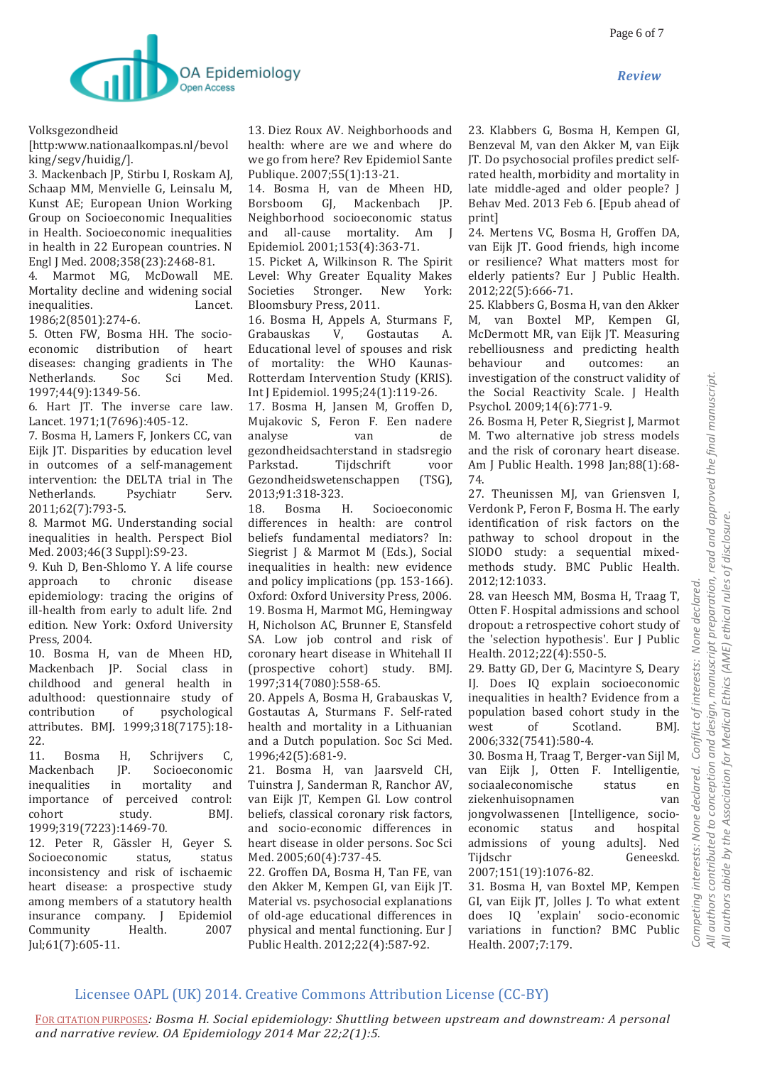Volksgezondheid [http:www.nationaalkompas.nl/bevolking/segv/huidig/].

3. Mackenbach JP, Stirbu I, Roskam AJ, Schaap MM, Menvielle G, Leinsalu M, Kunst AE; European Union Working Group on Socioeconomic Inequalities in Health. Socioeconomic inequalities in health in 22 European countries. N Engl J Med. 2008;358(23):2468-81.
4. Marmot MG, McDowall ME. Mortality decline and widening social inequalities. Lancet. 1986;2(8501):274-6.
5. Otten FW, Bosma HH. The socio-economic distribution of heart diseases: changing gradients in The Netherlands. Soc Sci Med. 1997;44(9):1349-56.
6. Hart JT. The inverse care law. Lancet. 1971;1(7696):405-12.
7. Bosma H, Lamers F, Jonkers CC, van Eijk JT. Disparities by education level in outcomes of a self-management intervention: the DELTA trial in The Netherlands. Psychiatr Serv. 2011;62(7):793-5.
8. Marmot MG. Understanding social inequalities in health. Perspect Biol Med. 2003;46(3 Suppl):S9-23.
9. Kuh D, Ben-Shlomo Y. A life course approach to chronic disease epidemiology: tracing the origins of ill-health from early to adult life. 2nd edition. New York: Oxford University Press, 2004.
10. Bosma H, van de Mheen HD, Mackenbach JP. Social class in childhood and general health in adulthood: questionnaire study of contribution of psychological attributes. BMJ. 1999;318(7175):18-22.
11. Bosma H, Schrijvers C, Mackenbach JP. Socioeconomic inequalities in mortality and importance of perceived control: cohort study. BMJ. 1999;319(7223):1469-70.
12. Peter R, Gässler H, Geyer S. Socioeconomic status, status inconsistency and risk of ischaemic heart disease: a prospective study among members of a statutory health insurance company. J Epidemiol Community Health. 2007 Jul;61(7):605-11.
13. Diez Roux AV. Neighborhoods and health: where are we and where do we go from here? Rev Epidemiol Sante Publique. 2007;55(1):13-21.
14. Bosma H, van de Mheen HD, Borsboom GJ, Mackenbach JP. Neighborhood socioeconomic status and all-cause mortality. Am J Epidemiol. 2001;153(4):363-71.
15. Picket A, Wilkinson R. The Spirit Level: Why Greater Equality Makes Societies Stronger. New York: Bloomsbury Press, 2011.
16. Bosma H, Appels A, Sturmans F, Grabauskas V, Gostautas A. Educational level of spouses and risk of mortality: the WHO Kaunas-Rotterdam Intervention Study (KRIS). Int J Epidemiol. 1995;24(1):119-26.
17. Bosma H, Jansen M, Groffen D, Mujakovic S, Feron F. Een nadere analyse van de gezondheidsachterstand in stadsregio Parkstad. Tijdschrift voor Gezondheidswetenschappen (TSG), 2013;91:318-323.
18. Bosma H. Socioeconomic differences in health: are control beliefs fundamental mediators? In: Siegrist J & Marmot M (Eds.), Social inequalities in health: new evidence and policy implications (pp. 153-166). Oxford: Oxford University Press, 2006.
19. Bosma H, Marmot MG, Hemingway H, Nicholson AC, Brunner E, Stansfeld SA. Low job control and risk of coronary heart disease in Whitehall II (prospective cohort) study. BMJ. 1997;314(7080):558-65.
20. Appels A, Bosma H, Grabauskas V, Gostautas A, Sturmans F. Self-rated health and mortality in a Lithuanian and a Dutch population. Soc Sci Med. 1996;42(5):681-9.
21. Bosma H, van Jaarsveld CH, Tuinstra J, Sanderman R, Ranchor AV, van Eijk JT, Kempen GI. Low control beliefs, classical coronary risk factors, and socio-economic differences in heart disease in older persons. Soc Sci Med. 2005;60(4):737-45.
22. Groffen DA, Bosma H, Tan FE, van den Akker M, Kempen GI, van Eijk JT. Material vs. psychosocial explanations of old-age educational differences in physical and mental functioning. Eur J Public Health. 2012;22(4):587-92.
23. Klabbers G, Bosma H, Kempen GI, Benzeval M, van den Akker M, van Eijk JT. Do psychosocial profiles predict self-rated health, morbidity and mortality in late middle-aged and older people? J Behav Med. 2013 Feb 6. [Epub ahead of print]
24. Mertens VC, Bosma H, Groffen DA, van Eijk JT. Good friends, high income or resilience? What matters most for elderly patients? Eur J Public Health. 2012;22(5):666-71.
25. Klabbers G, Bosma H, van den Akker M, van Boxtel MP, Kempen GI, McDermott MR, van Eijk JT. Measuring rebelliousness and predicting health behaviour and outcomes: an investigation of the construct validity of the Social Reactivity Scale. J Health Psychol. 2009;14(6):771-9.
26. Bosma H, Peter R, Siegrist J, Marmot M. Two alternative job stress models and the risk of coronary heart disease. Am J Public Health. 1998 Jan;88(1):68-74.
27. Theunissen MJ, van Griensven I, Verdonk P, Feron F, Bosma H. The early identification of risk factors on the pathway to school dropout in the SIODO study: a sequential mixed-methods study. BMC Public Health. 2012;12:1033.
28. van Heesch MM, Bosma H, Traag T, Otten F. Hospital admissions and school dropout: a retrospective cohort study of the 'selection hypothesis'. Eur J Public Health. 2012;22(4):550-5.
29. Batty GD, Der G, Macintyre S, Deary IJ. Does IQ explain socioeconomic inequalities in health? Evidence from a population based cohort study in the west of Scotland. BMJ. 2006;332(7541):580-4.
30. Bosma H, Traag T, Berger-van Sijl M, van Eijk J, Otten F. Intelligentie, sociaaleconomische status en ziekenhuisopnamen van jongvolwassenen [Intelligence, socio-economic status and hospital admissions of young adults]. Ned Tijdschr Geneeskd. 2007;151(19):1076-82.
31. Bosma H, van Boxtel MP, Kempen GI, van Eijk JT, Jolles J. To what extent does IQ 'explain' socio-economic variations in function? BMC Public Health. 2007;7:179.

Competing interests: None declared. Conflict of interests: None declared.
All authors contributed to conception and design, manuscript preparation, read and approved the final manuscript.
All authors abide by the Association for Medical Ethics (AME) ethical rules of disclosure.

Licensee OAPL (UK) 2014. Creative Commons Attribution License (CC-BY)

FOR CITATION PURPOSES: *Bosma H. Social epidemiology: Shuttling between upstream and downstream: A personal and narrative review. OA Epidemiology 2014 Mar 22;2(1):5.*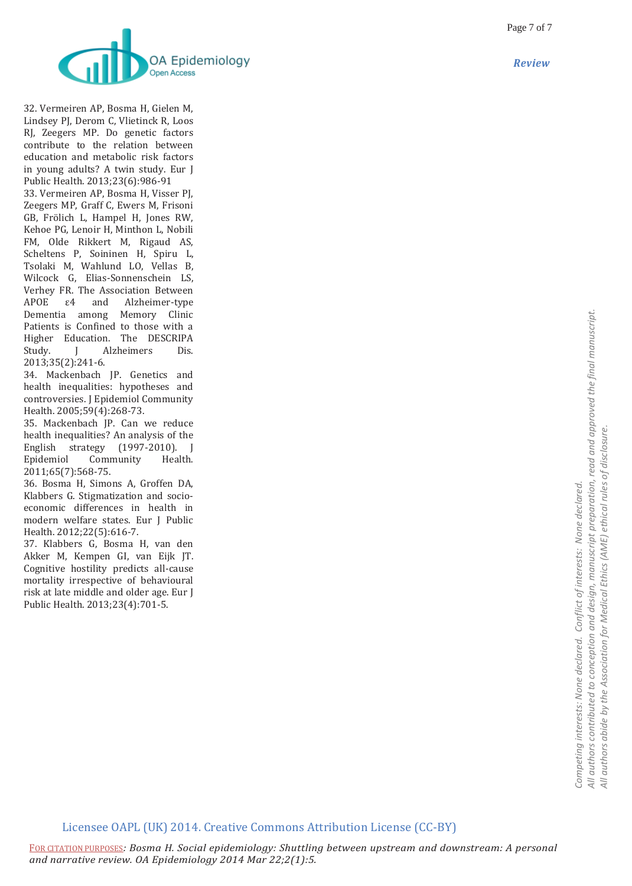32. Vermeiren AP, Bosma H, Gielen M, Lindsey PJ, Derom C, Vlietinck R, Loos RJ, Zeegers MP. Do genetic factors contribute to the relation between education and metabolic risk factors in young adults? A twin study. Eur J Public Health. 2013;23(6):986-91

33. Vermeiren AP, Bosma H, Visser PJ, Zeegers MP, Graff C, Ewers M, Frisoni GB, Frölich L, Hampel H, Jones RW, Kehoe PG, Lenoir H, Minthon L, Nobili FM, Olde Rikkert M, Rigaud AS, Scheltens P, Soininen H, Spiru L, Tsolaki M, Wahlund LO, Vellas B, Wilcock G, Elias-Sonnenschein LS, Verhey FR. The Association Between APOE ε4 and Alzheimer-type Dementia among Memory Clinic Patients is Confined to those with a Higher Education. The DESCRIPA Study. J Alzheimers Dis. 2013;35(2):241-6.

34. Mackenbach JP. Genetics and health inequalities: hypotheses and controversies. J Epidemiol Community Health. 2005;59(4):268-73.

35. Mackenbach JP. Can we reduce health inequalities? An analysis of the English strategy (1997-2010). J Epidemiol Community Health. 2011;65(7):568-75.

36. Bosma H, Simons A, Groffen DA, Klabbers G. Stigmatization and socio-economic differences in health in modern welfare states. Eur J Public Health. 2012;22(5):616-7.

37. Klabbers G, Bosma H, van den Akker M, Kempen GI, van Eijk JT. Cognitive hostility predicts all-cause mortality irrespective of behavioural risk at late middle and older age. Eur J Public Health. 2013;23(4):701-5.

*Competing interests: None declared. Conflict of interests: None declared.*
*All authors contributed to conception and design, manuscript preparation, read and approved the final manuscript.*
*All authors abide by the Association for Medical Ethics (AME) ethical rules of disclosure.*